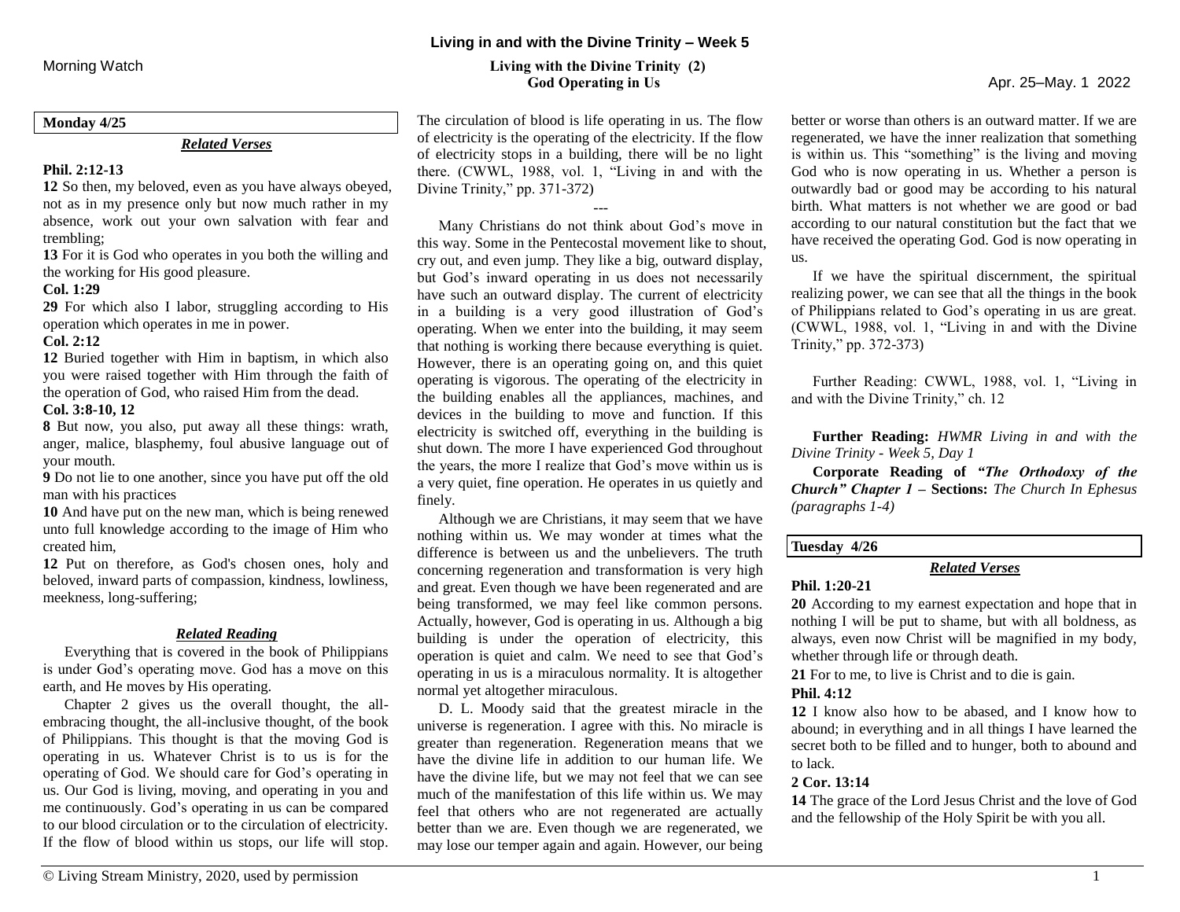# Living in and with the Divine Trinity – Week 5

Morning Watch

## Living with the Divine Trinity (2)
## God Operating in Us

Apr. 25–May. 1 2022

### Monday 4/25

***Related Verses***

**Phil. 2:12-13**

**12** So then, my beloved, even as you have always obeyed, not as in my presence only but now much rather in my absence, work out your own salvation with fear and trembling;

**13** For it is God who operates in you both the willing and the working for His good pleasure.

**Col. 1:29**

**29** For which also I labor, struggling according to His operation which operates in me in power.

**Col. 2:12**

**12** Buried together with Him in baptism, in which also you were raised together with Him through the faith of the operation of God, who raised Him from the dead.

**Col. 3:8-10, 12**

**8** But now, you also, put away all these things: wrath, anger, malice, blasphemy, foul abusive language out of your mouth.

**9** Do not lie to one another, since you have put off the old man with his practices

**10** And have put on the new man, which is being renewed unto full knowledge according to the image of Him who created him,

**12** Put on therefore, as God's chosen ones, holy and beloved, inward parts of compassion, kindness, lowliness, meekness, long-suffering;

***Related Reading***

Everything that is covered in the book of Philippians is under God's operating move. God has a move on this earth, and He moves by His operating.

Chapter 2 gives us the overall thought, the all-embracing thought, the all-inclusive thought, of the book of Philippians. This thought is that the moving God is operating in us. Whatever Christ is to us is for the operating of God. We should care for God's operating in us. Our God is living, moving, and operating in you and me continuously. God's operating in us can be compared to our blood circulation or to the circulation of electricity. If the flow of blood within us stops, our life will stop. The circulation of blood is life operating in us. The flow of electricity is the operating of the electricity. If the flow of electricity stops in a building, there will be no light there. (CWWL, 1988, vol. 1, "Living in and with the Divine Trinity," pp. 371-372)

---

Many Christians do not think about God's move in this way. Some in the Pentecostal movement like to shout, cry out, and even jump. They like a big, outward display, but God's inward operating in us does not necessarily have such an outward display. The current of electricity in a building is a very good illustration of God's operating. When we enter into the building, it may seem that nothing is working there because everything is quiet. However, there is an operating going on, and this quiet operating is vigorous. The operating of the electricity in the building enables all the appliances, machines, and devices in the building to move and function. If this electricity is switched off, everything in the building is shut down. The more I have experienced God throughout the years, the more I realize that God's move within us is a very quiet, fine operation. He operates in us quietly and finely.

Although we are Christians, it may seem that we have nothing within us. We may wonder at times what the difference is between us and the unbelievers. The truth concerning regeneration and transformation is very high and great. Even though we have been regenerated and are being transformed, we may feel like common persons. Actually, however, God is operating in us. Although a big building is under the operation of electricity, this operation is quiet and calm. We need to see that God's operating in us is a miraculous normality. It is altogether normal yet altogether miraculous.

D. L. Moody said that the greatest miracle in the universe is regeneration. I agree with this. No miracle is greater than regeneration. Regeneration means that we have the divine life in addition to our human life. We have the divine life, but we may not feel that we can see much of the manifestation of this life within us. We may feel that others who are not regenerated are actually better than we are. Even though we are regenerated, we may lose our temper again and again. However, our being better or worse than others is an outward matter. If we are regenerated, we have the inner realization that something is within us. This "something" is the living and moving God who is now operating in us. Whether a person is outwardly bad or good may be according to his natural birth. What matters is not whether we are good or bad according to our natural constitution but the fact that we have received the operating God. God is now operating in us.

If we have the spiritual discernment, the spiritual realizing power, we can see that all the things in the book of Philippians related to God's operating in us are great. (CWWL, 1988, vol. 1, "Living in and with the Divine Trinity," pp. 372-373)

Further Reading: CWWL, 1988, vol. 1, "Living in and with the Divine Trinity," ch. 12

**Further Reading:** *HWMR Living in and with the Divine Trinity - Week 5, Day 1*

**Corporate Reading of *"The Orthodoxy of the Church" Chapter 1* – Sections:** *The Church In Ephesus (paragraphs 1-4)*

### Tuesday 4/26

***Related Verses***

**Phil. 1:20-21**

**20** According to my earnest expectation and hope that in nothing I will be put to shame, but with all boldness, as always, even now Christ will be magnified in my body, whether through life or through death.

**21** For to me, to live is Christ and to die is gain.

**Phil. 4:12**

**12** I know also how to be abased, and I know how to abound; in everything and in all things I have learned the secret both to be filled and to hunger, both to abound and to lack.

**2 Cor. 13:14**

**14** The grace of the Lord Jesus Christ and the love of God and the fellowship of the Holy Spirit be with you all.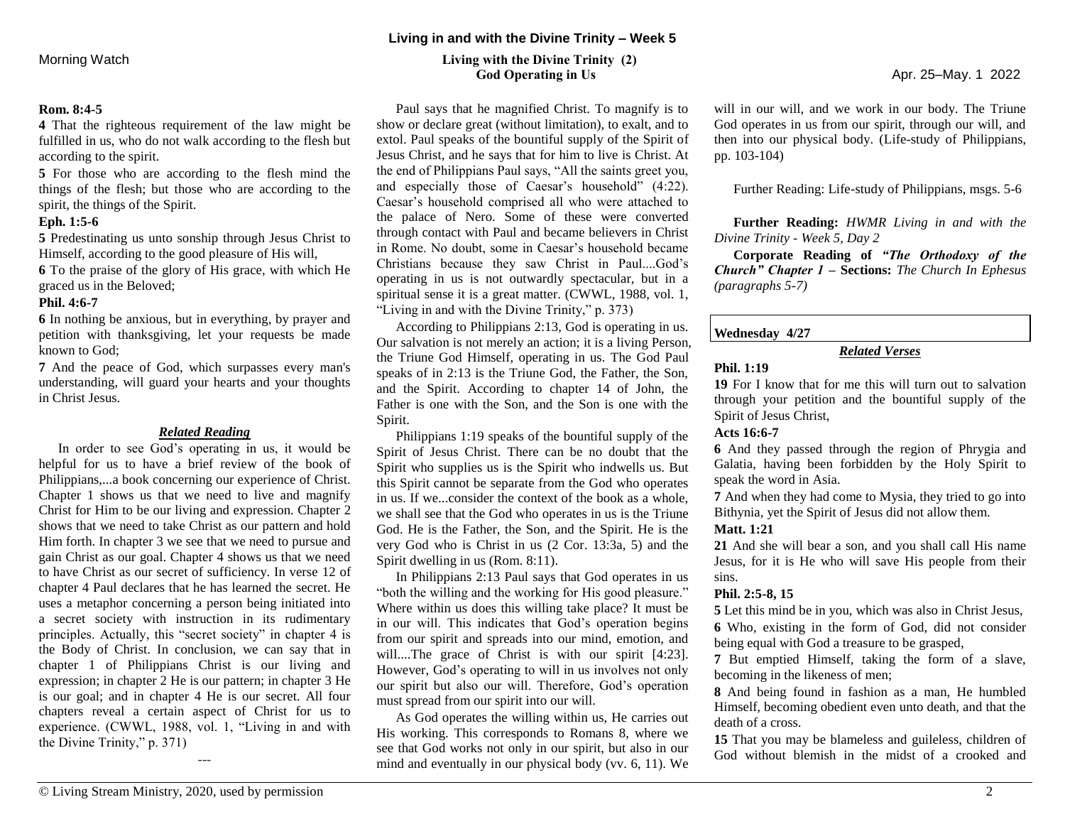**Rom. 8:4-5**

**4** That the righteous requirement of the law might be fulfilled in us, who do not walk according to the flesh but according to the spirit.

**5** For those who are according to the flesh mind the things of the flesh; but those who are according to the spirit, the things of the Spirit.

**Eph. 1:5-6**

**5** Predestinating us unto sonship through Jesus Christ to Himself, according to the good pleasure of His will,

**6** To the praise of the glory of His grace, with which He graced us in the Beloved;

**Phil. 4:6-7**

**6** In nothing be anxious, but in everything, by prayer and petition with thanksgiving, let your requests be made known to God;

**7** And the peace of God, which surpasses every man's understanding, will guard your hearts and your thoughts in Christ Jesus.

***Related Reading***

In order to see God's operating in us, it would be helpful for us to have a brief review of the book of Philippians,...a book concerning our experience of Christ. Chapter 1 shows us that we need to live and magnify Christ for Him to be our living and expression. Chapter 2 shows that we need to take Christ as our pattern and hold Him forth. In chapter 3 we see that we need to pursue and gain Christ as our goal. Chapter 4 shows us that we need to have Christ as our secret of sufficiency. In verse 12 of chapter 4 Paul declares that he has learned the secret. He uses a metaphor concerning a person being initiated into a secret society with instruction in its rudimentary principles. Actually, this "secret society" in chapter 4 is the Body of Christ. In conclusion, we can say that in chapter 1 of Philippians Christ is our living and expression; in chapter 2 He is our pattern; in chapter 3 He is our goal; and in chapter 4 He is our secret. All four chapters reveal a certain aspect of Christ for us to experience. (CWWL, 1988, vol. 1, "Living in and with the Divine Trinity," p. 371)

---

Paul says that he magnified Christ. To magnify is to show or declare great (without limitation), to exalt, and to extol. Paul speaks of the bountiful supply of the Spirit of Jesus Christ, and he says that for him to live is Christ. At the end of Philippians Paul says, "All the saints greet you, and especially those of Caesar's household" (4:22). Caesar's household comprised all who were attached to the palace of Nero. Some of these were converted through contact with Paul and became believers in Christ in Rome. No doubt, some in Caesar's household became Christians because they saw Christ in Paul....God's operating in us is not outwardly spectacular, but in a spiritual sense it is a great matter. (CWWL, 1988, vol. 1, "Living in and with the Divine Trinity," p. 373)

According to Philippians 2:13, God is operating in us. Our salvation is not merely an action; it is a living Person, the Triune God Himself, operating in us. The God Paul speaks of in 2:13 is the Triune God, the Father, the Son, and the Spirit. According to chapter 14 of John, the Father is one with the Son, and the Son is one with the Spirit.

Philippians 1:19 speaks of the bountiful supply of the Spirit of Jesus Christ. There can be no doubt that the Spirit who supplies us is the Spirit who indwells us. But this Spirit cannot be separate from the God who operates in us. If we...consider the context of the book as a whole, we shall see that the God who operates in us is the Triune God. He is the Father, the Son, and the Spirit. He is the very God who is Christ in us (2 Cor. 13:3a, 5) and the Spirit dwelling in us (Rom. 8:11).

In Philippians 2:13 Paul says that God operates in us "both the willing and the working for His good pleasure." Where within us does this willing take place? It must be in our will. This indicates that God's operation begins from our spirit and spreads into our mind, emotion, and will....The grace of Christ is with our spirit [4:23]. However, God's operating to will in us involves not only our spirit but also our will. Therefore, God's operation must spread from our spirit into our will.

As God operates the willing within us, He carries out His working. This corresponds to Romans 8, where we see that God works not only in our spirit, but also in our mind and eventually in our physical body (vv. 6, 11). We will in our will, and we work in our body. The Triune God operates in us from our spirit, through our will, and then into our physical body. (Life-study of Philippians, pp. 103-104)

Further Reading: Life-study of Philippians, msgs. 5-6

**Further Reading:** *HWMR Living in and with the Divine Trinity - Week 5, Day 2*

**Corporate Reading of** ***"The Orthodoxy of the Church" Chapter 1*** **– Sections:** *The Church In Ephesus (paragraphs 5-7)*

**Wednesday 4/27**

***Related Verses***

**Phil. 1:19**

**19** For I know that for me this will turn out to salvation through your petition and the bountiful supply of the Spirit of Jesus Christ,

**Acts 16:6-7**

**6** And they passed through the region of Phrygia and Galatia, having been forbidden by the Holy Spirit to speak the word in Asia.

**7** And when they had come to Mysia, they tried to go into Bithynia, yet the Spirit of Jesus did not allow them.

**Matt. 1:21**

**21** And she will bear a son, and you shall call His name Jesus, for it is He who will save His people from their sins.

**Phil. 2:5-8, 15**

**5** Let this mind be in you, which was also in Christ Jesus,

**6** Who, existing in the form of God, did not consider being equal with God a treasure to be grasped,

**7** But emptied Himself, taking the form of a slave, becoming in the likeness of men;

**8** And being found in fashion as a man, He humbled Himself, becoming obedient even unto death, and that the death of a cross.

**15** That you may be blameless and guileless, children of God without blemish in the midst of a crooked and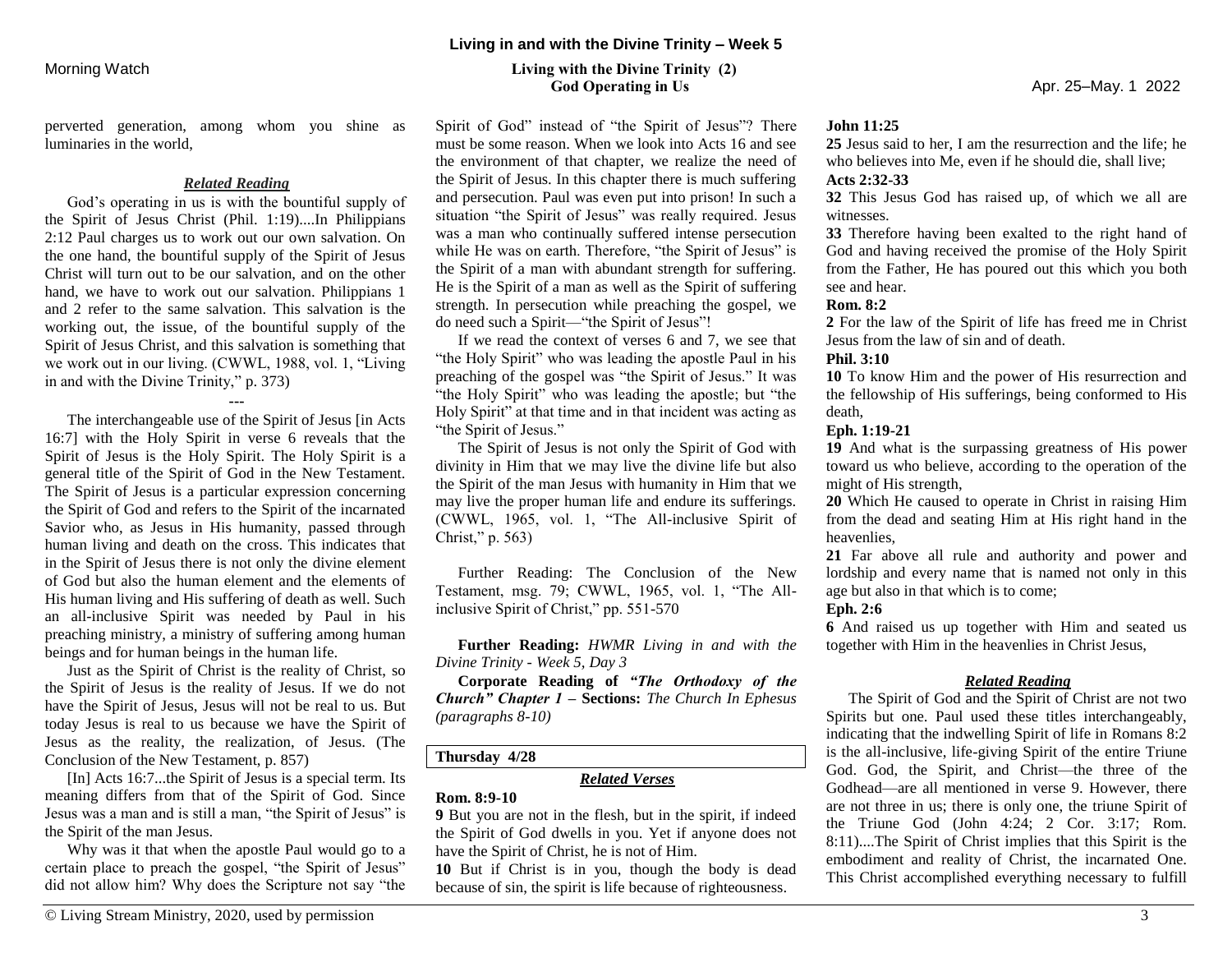perverted generation, among whom you shine as luminaries in the world,

### *Related Reading*

God's operating in us is with the bountiful supply of the Spirit of Jesus Christ (Phil. 1:19)....In Philippians 2:12 Paul charges us to work out our own salvation. On the one hand, the bountiful supply of the Spirit of Jesus Christ will turn out to be our salvation, and on the other hand, we have to work out our salvation. Philippians 1 and 2 refer to the same salvation. This salvation is the working out, the issue, of the bountiful supply of the Spirit of Jesus Christ, and this salvation is something that we work out in our living. (CWWL, 1988, vol. 1, "Living in and with the Divine Trinity," p. 373)

---

The interchangeable use of the Spirit of Jesus [in Acts 16:7] with the Holy Spirit in verse 6 reveals that the Spirit of Jesus is the Holy Spirit. The Holy Spirit is a general title of the Spirit of God in the New Testament. The Spirit of Jesus is a particular expression concerning the Spirit of God and refers to the Spirit of the incarnated Savior who, as Jesus in His humanity, passed through human living and death on the cross. This indicates that in the Spirit of Jesus there is not only the divine element of God but also the human element and the elements of His human living and His suffering of death as well. Such an all-inclusive Spirit was needed by Paul in his preaching ministry, a ministry of suffering among human beings and for human beings in the human life.

Just as the Spirit of Christ is the reality of Christ, so the Spirit of Jesus is the reality of Jesus. If we do not have the Spirit of Jesus, Jesus will not be real to us. But today Jesus is real to us because we have the Spirit of Jesus as the reality, the realization, of Jesus. (The Conclusion of the New Testament, p. 857)

[In] Acts 16:7...the Spirit of Jesus is a special term. Its meaning differs from that of the Spirit of God. Since Jesus was a man and is still a man, "the Spirit of Jesus" is the Spirit of the man Jesus.

Why was it that when the apostle Paul would go to a certain place to preach the gospel, "the Spirit of Jesus" did not allow him? Why does the Scripture not say "the Spirit of God" instead of "the Spirit of Jesus"? There must be some reason. When we look into Acts 16 and see the environment of that chapter, we realize the need of the Spirit of Jesus. In this chapter there is much suffering and persecution. Paul was even put into prison! In such a situation "the Spirit of Jesus" was really required. Jesus was a man who continually suffered intense persecution while He was on earth. Therefore, "the Spirit of Jesus" is the Spirit of a man with abundant strength for suffering. He is the Spirit of a man as well as the Spirit of suffering strength. In persecution while preaching the gospel, we do need such a Spirit—"the Spirit of Jesus"!

If we read the context of verses 6 and 7, we see that "the Holy Spirit" who was leading the apostle Paul in his preaching of the gospel was "the Spirit of Jesus." It was "the Holy Spirit" who was leading the apostle; but "the Holy Spirit" at that time and in that incident was acting as "the Spirit of Jesus."

The Spirit of Jesus is not only the Spirit of God with divinity in Him that we may live the divine life but also the Spirit of the man Jesus with humanity in Him that we may live the proper human life and endure its sufferings. (CWWL, 1965, vol. 1, "The All-inclusive Spirit of Christ," p. 563)

Further Reading: The Conclusion of the New Testament, msg. 79; CWWL, 1965, vol. 1, "The All-inclusive Spirit of Christ," pp. 551-570

**Further Reading:** *HWMR Living in and with the Divine Trinity - Week 5, Day 3*

**Corporate Reading of *"The Orthodoxy of the Church" Chapter 1* – Sections:** *The Church In Ephesus (paragraphs 8-10)*

## Thursday 4/28

### *Related Verses*

**Rom. 8:9-10**

**9** But you are not in the flesh, but in the spirit, if indeed the Spirit of God dwells in you. Yet if anyone does not have the Spirit of Christ, he is not of Him.

**10** But if Christ is in you, though the body is dead because of sin, the spirit is life because of righteousness.

**John 11:25**

**25** Jesus said to her, I am the resurrection and the life; he who believes into Me, even if he should die, shall live;

**Acts 2:32-33**

**32** This Jesus God has raised up, of which we all are witnesses.

**33** Therefore having been exalted to the right hand of God and having received the promise of the Holy Spirit from the Father, He has poured out this which you both see and hear.

**Rom. 8:2**

**2** For the law of the Spirit of life has freed me in Christ Jesus from the law of sin and of death.

**Phil. 3:10**

**10** To know Him and the power of His resurrection and the fellowship of His sufferings, being conformed to His death,

**Eph. 1:19-21**

**19** And what is the surpassing greatness of His power toward us who believe, according to the operation of the might of His strength,

**20** Which He caused to operate in Christ in raising Him from the dead and seating Him at His right hand in the heavenlies,

**21** Far above all rule and authority and power and lordship and every name that is named not only in this age but also in that which is to come;

**Eph. 2:6**

**6** And raised us up together with Him and seated us together with Him in the heavenlies in Christ Jesus,

### *Related Reading*

The Spirit of God and the Spirit of Christ are not two Spirits but one. Paul used these titles interchangeably, indicating that the indwelling Spirit of life in Romans 8:2 is the all-inclusive, life-giving Spirit of the entire Triune God. God, the Spirit, and Christ—the three of the Godhead—are all mentioned in verse 9. However, there are not three in us; there is only one, the triune Spirit of the Triune God (John 4:24; 2 Cor. 3:17; Rom. 8:11)....The Spirit of Christ implies that this Spirit is the embodiment and reality of Christ, the incarnated One. This Christ accomplished everything necessary to fulfill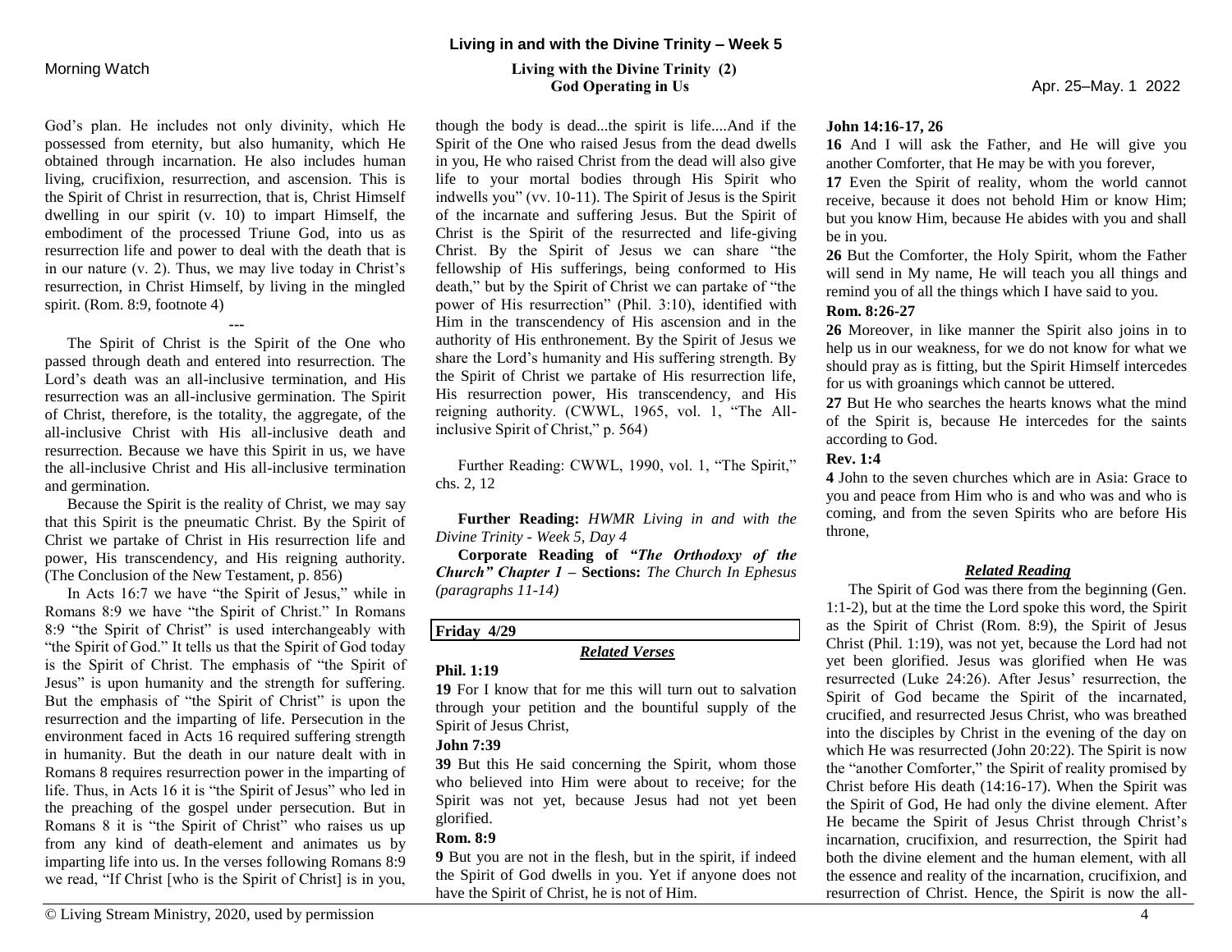God's plan. He includes not only divinity, which He possessed from eternity, but also humanity, which He obtained through incarnation. He also includes human living, crucifixion, resurrection, and ascension. This is the Spirit of Christ in resurrection, that is, Christ Himself dwelling in our spirit (v. 10) to impart Himself, the embodiment of the processed Triune God, into us as resurrection life and power to deal with the death that is in our nature (v. 2). Thus, we may live today in Christ's resurrection, in Christ Himself, by living in the mingled spirit. (Rom. 8:9, footnote 4)

---

The Spirit of Christ is the Spirit of the One who passed through death and entered into resurrection. The Lord's death was an all-inclusive termination, and His resurrection was an all-inclusive germination. The Spirit of Christ, therefore, is the totality, the aggregate, of the all-inclusive Christ with His all-inclusive death and resurrection. Because we have this Spirit in us, we have the all-inclusive Christ and His all-inclusive termination and germination.

Because the Spirit is the reality of Christ, we may say that this Spirit is the pneumatic Christ. By the Spirit of Christ we partake of Christ in His resurrection life and power, His transcendency, and His reigning authority. (The Conclusion of the New Testament, p. 856)

In Acts 16:7 we have "the Spirit of Jesus," while in Romans 8:9 we have "the Spirit of Christ." In Romans 8:9 "the Spirit of Christ" is used interchangeably with "the Spirit of God." It tells us that the Spirit of God today is the Spirit of Christ. The emphasis of "the Spirit of Jesus" is upon humanity and the strength for suffering. But the emphasis of "the Spirit of Christ" is upon the resurrection and the imparting of life. Persecution in the environment faced in Acts 16 required suffering strength in humanity. But the death in our nature dealt with in Romans 8 requires resurrection power in the imparting of life. Thus, in Acts 16 it is "the Spirit of Jesus" who led in the preaching of the gospel under persecution. But in Romans 8 it is "the Spirit of Christ" who raises us up from any kind of death-element and animates us by imparting life into us. In the verses following Romans 8:9 we read, "If Christ [who is the Spirit of Christ] is in you, though the body is dead...the spirit is life....And if the Spirit of the One who raised Jesus from the dead dwells in you, He who raised Christ from the dead will also give life to your mortal bodies through His Spirit who indwells you" (vv. 10-11). The Spirit of Jesus is the Spirit of the incarnate and suffering Jesus. But the Spirit of Christ is the Spirit of the resurrected and life-giving Christ. By the Spirit of Jesus we can share "the fellowship of His sufferings, being conformed to His death," but by the Spirit of Christ we can partake of "the power of His resurrection" (Phil. 3:10), identified with Him in the transcendency of His ascension and in the authority of His enthronement. By the Spirit of Jesus we share the Lord's humanity and His suffering strength. By the Spirit of Christ we partake of His resurrection life, His resurrection power, His transcendency, and His reigning authority. (CWWL, 1965, vol. 1, "The All-inclusive Spirit of Christ," p. 564)

Further Reading: CWWL, 1990, vol. 1, "The Spirit," chs. 2, 12

**Further Reading:** *HWMR Living in and with the Divine Trinity - Week 5, Day 4*

**Corporate Reading of *"The Orthodoxy of the Church" Chapter 1*** – **Sections:** *The Church In Ephesus (paragraphs 11-14)*

**Friday 4/29**

***Related Verses***

**Phil. 1:19**

**19** For I know that for me this will turn out to salvation through your petition and the bountiful supply of the Spirit of Jesus Christ,

**John 7:39**

**39** But this He said concerning the Spirit, whom those who believed into Him were about to receive; for the Spirit was not yet, because Jesus had not yet been glorified.

**Rom. 8:9**

**9** But you are not in the flesh, but in the spirit, if indeed the Spirit of God dwells in you. Yet if anyone does not have the Spirit of Christ, he is not of Him.

**John 14:16-17, 26**

**16** And I will ask the Father, and He will give you another Comforter, that He may be with you forever,

**17** Even the Spirit of reality, whom the world cannot receive, because it does not behold Him or know Him; but you know Him, because He abides with you and shall be in you.

**26** But the Comforter, the Holy Spirit, whom the Father will send in My name, He will teach you all things and remind you of all the things which I have said to you.

**Rom. 8:26-27**

**26** Moreover, in like manner the Spirit also joins in to help us in our weakness, for we do not know for what we should pray as is fitting, but the Spirit Himself intercedes for us with groanings which cannot be uttered.

**27** But He who searches the hearts knows what the mind of the Spirit is, because He intercedes for the saints according to God.

**Rev. 1:4**

**4** John to the seven churches which are in Asia: Grace to you and peace from Him who is and who was and who is coming, and from the seven Spirits who are before His throne,

***Related Reading***

The Spirit of God was there from the beginning (Gen. 1:1-2), but at the time the Lord spoke this word, the Spirit as the Spirit of Christ (Rom. 8:9), the Spirit of Jesus Christ (Phil. 1:19), was not yet, because the Lord had not yet been glorified. Jesus was glorified when He was resurrected (Luke 24:26). After Jesus' resurrection, the Spirit of God became the Spirit of the incarnated, crucified, and resurrected Jesus Christ, who was breathed into the disciples by Christ in the evening of the day on which He was resurrected (John 20:22). The Spirit is now the "another Comforter," the Spirit of reality promised by Christ before His death (14:16-17). When the Spirit was the Spirit of God, He had only the divine element. After He became the Spirit of Jesus Christ through Christ's incarnation, crucifixion, and resurrection, the Spirit had both the divine element and the human element, with all the essence and reality of the incarnation, crucifixion, and resurrection of Christ. Hence, the Spirit is now the all-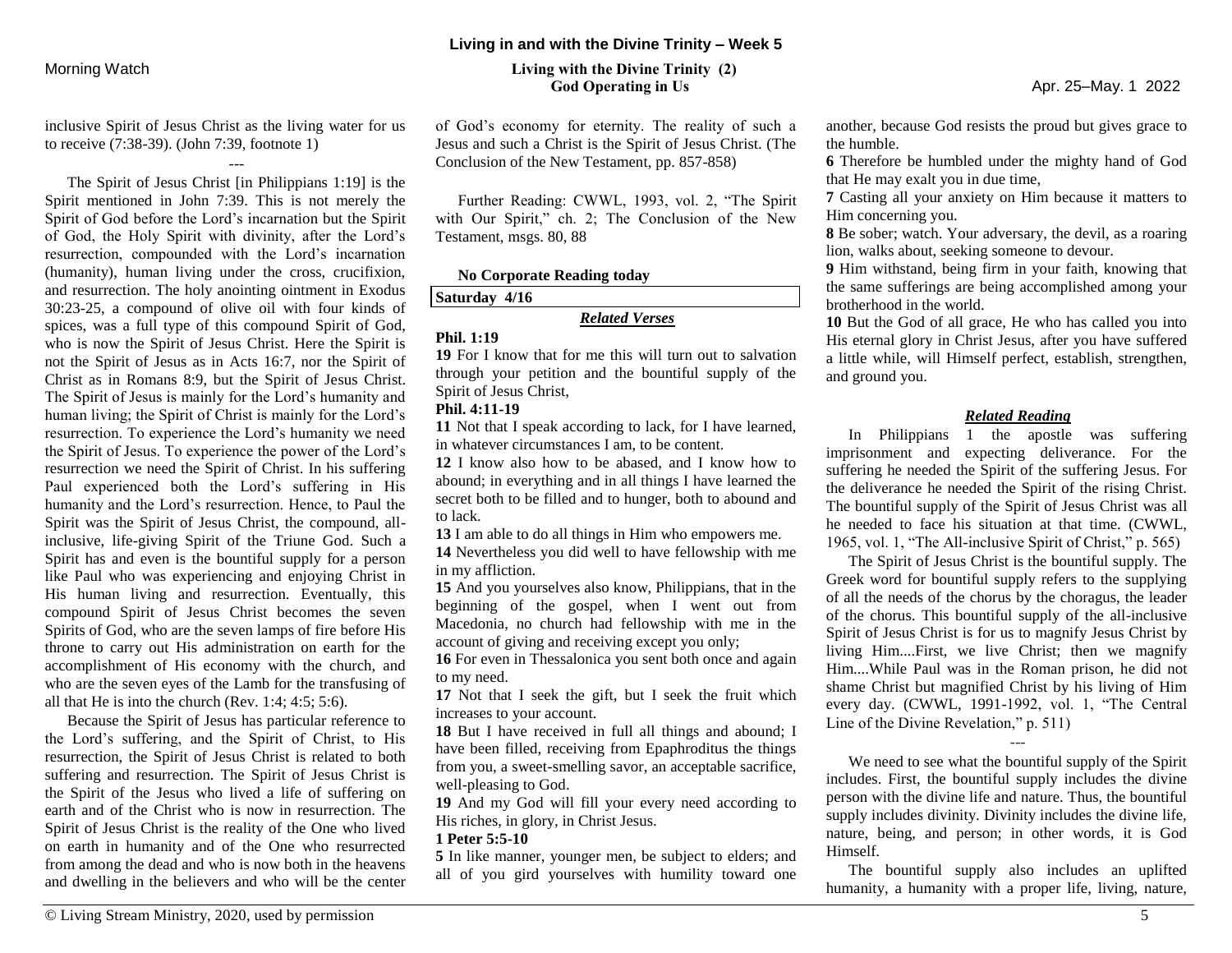inclusive Spirit of Jesus Christ as the living water for us to receive (7:38-39). (John 7:39, footnote 1)

---

The Spirit of Jesus Christ [in Philippians 1:19] is the Spirit mentioned in John 7:39. This is not merely the Spirit of God before the Lord's incarnation but the Spirit of God, the Holy Spirit with divinity, after the Lord's resurrection, compounded with the Lord's incarnation (humanity), human living under the cross, crucifixion, and resurrection. The holy anointing ointment in Exodus 30:23-25, a compound of olive oil with four kinds of spices, was a full type of this compound Spirit of God, who is now the Spirit of Jesus Christ. Here the Spirit is not the Spirit of Jesus as in Acts 16:7, nor the Spirit of Christ as in Romans 8:9, but the Spirit of Jesus Christ. The Spirit of Jesus is mainly for the Lord's humanity and human living; the Spirit of Christ is mainly for the Lord's resurrection. To experience the Lord's humanity we need the Spirit of Jesus. To experience the power of the Lord's resurrection we need both the Spirit of Christ. In his suffering Paul experienced both the Lord's suffering in His humanity and the Lord's resurrection. Hence, to Paul the Spirit was the Spirit of Jesus Christ, the compound, all-inclusive, life-giving Spirit of the Triune God. Such a Spirit has and even is the bountiful supply for a person like Paul who was experiencing and enjoying Christ in His human living and resurrection. Eventually, this compound Spirit of Jesus Christ becomes the seven Spirits of God, who are the seven lamps of fire before His throne to carry out His administration on earth for the accomplishment of His economy with the church, and who are the seven eyes of the Lamb for the transfusing of all that He is into the church (Rev. 1:4; 4:5; 5:6).

Because the Spirit of Jesus has particular reference to the Lord's suffering, and the Spirit of Christ, to His resurrection, the Spirit of Jesus Christ is related to both suffering and resurrection. The Spirit of Jesus Christ is the Spirit of the Jesus who lived a life of suffering on earth and of the Christ who is now in resurrection. The Spirit of Jesus Christ is the reality of the One who lived on earth in humanity and of the One who resurrected from among the dead and who is now both in the heavens and dwelling in the believers and who will be the center of God's economy for eternity. The reality of such a Jesus and such a Christ is the Spirit of Jesus Christ. (The Conclusion of the New Testament, pp. 857-858)

Further Reading: CWWL, 1993, vol. 2, "The Spirit with Our Spirit," ch. 2; The Conclusion of the New Testament, msgs. 80, 88

**No Corporate Reading today**

**Saturday 4/16**

***Related Verses***

**Phil. 1:19**

**19** For I know that for me this will turn out to salvation through your petition and the bountiful supply of the Spirit of Jesus Christ,

**Phil. 4:11-19**

**11** Not that I speak according to lack, for I have learned, in whatever circumstances I am, to be content.

**12** I know also how to be abased, and I know how to abound; in everything and in all things I have learned the secret both to be filled and to hunger, both to abound and to lack.

**13** I am able to do all things in Him who empowers me.

**14** Nevertheless you did well to have fellowship with me in my affliction.

**15** And you yourselves also know, Philippians, that in the beginning of the gospel, when I went out from Macedonia, no church had fellowship with me in the account of giving and receiving except you only;

**16** For even in Thessalonica you sent both once and again to my need.

**17** Not that I seek the gift, but I seek the fruit which increases to your account.

**18** But I have received in full all things and abound; I have been filled, receiving from Epaphroditus the things from you, a sweet-smelling savor, an acceptable sacrifice, well-pleasing to God.

**19** And my God will fill your every need according to His riches, in glory, in Christ Jesus.

**1 Peter 5:5-10**

**5** In like manner, younger men, be subject to elders; and all of you gird yourselves with humility toward one another, because God resists the proud but gives grace to the humble.

**6** Therefore be humbled under the mighty hand of God that He may exalt you in due time,

**7** Casting all your anxiety on Him because it matters to Him concerning you.

**8** Be sober; watch. Your adversary, the devil, as a roaring lion, walks about, seeking someone to devour.

**9** Him withstand, being firm in your faith, knowing that the same sufferings are being accomplished among your brotherhood in the world.

**10** But the God of all grace, He who has called you into His eternal glory in Christ Jesus, after you have suffered a little while, will Himself perfect, establish, strengthen, and ground you.

***Related Reading***

In Philippians 1 the apostle was suffering imprisonment and expecting deliverance. For the suffering he needed the Spirit of the suffering Jesus. For the deliverance he needed the Spirit of the rising Christ. The bountiful supply of the Spirit of Jesus Christ was all he needed to face his situation at that time. (CWWL, 1965, vol. 1, "The All-inclusive Spirit of Christ," p. 565)

The Spirit of Jesus Christ is the bountiful supply. The Greek word for bountiful supply refers to the supplying of all the needs of the chorus by the choragus, the leader of the chorus. This bountiful supply of the all-inclusive Spirit of Jesus Christ is for us to magnify Jesus Christ by living Him....First, we live Christ; then we magnify Him....While Paul was in the Roman prison, he did not shame Christ but magnified Christ by his living of Him every day. (CWWL, 1991-1992, vol. 1, "The Central Line of the Divine Revelation," p. 511)

---

We need to see what the bountiful supply of the Spirit includes. First, the bountiful supply includes the divine person with the divine life and nature. Thus, the bountiful supply includes divinity. Divinity includes the divine life, nature, being, and person; in other words, it is God Himself.

The bountiful supply also includes an uplifted humanity, a humanity with a proper life, living, nature,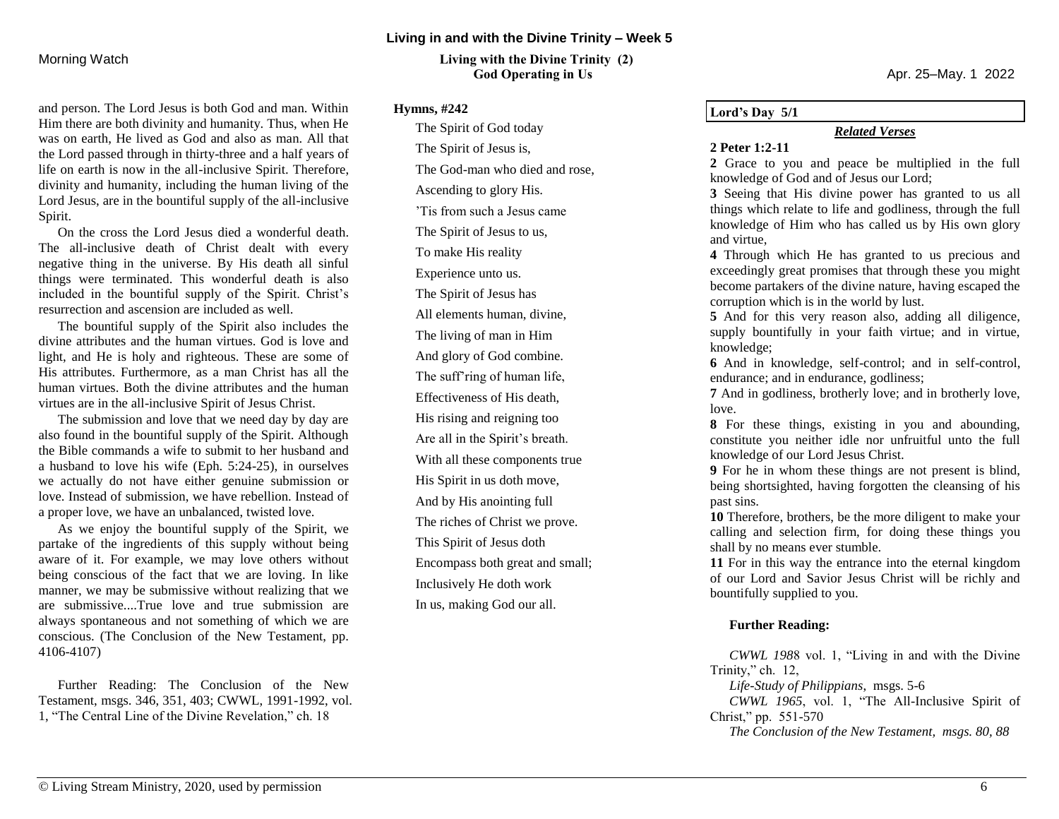and person. The Lord Jesus is both God and man. Within Him there are both divinity and humanity. Thus, when He was on earth, He lived as God and also as man. All that the Lord passed through in thirty-three and a half years of life on earth is now in the all-inclusive Spirit. Therefore, divinity and humanity, including the human living of the Lord Jesus, are in the bountiful supply of the all-inclusive Spirit.

On the cross the Lord Jesus died a wonderful death. The all-inclusive death of Christ dealt with every negative thing in the universe. By His death all sinful things were terminated. This wonderful death is also included in the bountiful supply of the Spirit. Christ's resurrection and ascension are included as well.

The bountiful supply of the Spirit also includes the divine attributes and the human virtues. God is love and light, and He is holy and righteous. These are some of His attributes. Furthermore, as a man Christ has all the human virtues. Both the divine attributes and the human virtues are in the all-inclusive Spirit of Jesus Christ.

The submission and love that we need day by day are also found in the bountiful supply of the Spirit. Although the Bible commands a wife to submit to her husband and a husband to love his wife (Eph. 5:24-25), in ourselves we actually do not have either genuine submission or love. Instead of submission, we have rebellion. Instead of a proper love, we have an unbalanced, twisted love.

As we enjoy the bountiful supply of the Spirit, we partake of the ingredients of this supply without being aware of it. For example, we may love others without being conscious of the fact that we are loving. In like manner, we may be submissive without realizing that we are submissive....True love and true submission are always spontaneous and not something of which we are conscious. (The Conclusion of the New Testament, pp. 4106-4107)

Further Reading: The Conclusion of the New Testament, msgs. 346, 351, 403; CWWL, 1991-1992, vol. 1, "The Central Line of the Divine Revelation," ch. 18

**Hymns, #242**

The Spirit of God today
The Spirit of Jesus is,
The God-man who died and rose,
Ascending to glory His.
'Tis from such a Jesus came
The Spirit of Jesus to us,
To make His reality
Experience unto us.

The Spirit of Jesus has
All elements human, divine,
The living of man in Him
And glory of God combine.
The suff'ring of human life,
Effectiveness of His death,
His rising and reigning too
Are all in the Spirit's breath.

With all these components true
His Spirit in us doth move,
And by His anointing full
The riches of Christ we prove.
This Spirit of Jesus doth
Encompass both great and small;
Inclusively He doth work
In us, making God our all.

**Lord's Day 5/1**

***Related Verses***

**2 Peter 1:2-11**

**2** Grace to you and peace be multiplied in the full knowledge of God and of Jesus our Lord;

**3** Seeing that His divine power has granted to us all things which relate to life and godliness, through the full knowledge of Him who has called us by His own glory and virtue,

**4** Through which He has granted to us precious and exceedingly great promises that through these you might become partakers of the divine nature, having escaped the corruption which is in the world by lust.

**5** And for this very reason also, adding all diligence, supply bountifully in your faith virtue; and in virtue, knowledge;

**6** And in knowledge, self-control; and in self-control, endurance; and in endurance, godliness;

**7** And in godliness, brotherly love; and in brotherly love, love.

**8** For these things, existing in you and abounding, constitute you neither idle nor unfruitful unto the full knowledge of our Lord Jesus Christ.

**9** For he in whom these things are not present is blind, being shortsighted, having forgotten the cleansing of his past sins.

**10** Therefore, brothers, be the more diligent to make your calling and selection firm, for doing these things you shall by no means ever stumble.

**11** For in this way the entrance into the eternal kingdom of our Lord and Savior Jesus Christ will be richly and bountifully supplied to you.

**Further Reading:**

*CWWL 198*8 vol. 1, "Living in and with the Divine Trinity," ch. 12,
*Life-Study of Philippians*, msgs. 5-6
*CWWL 1965*, vol. 1, "The All-Inclusive Spirit of Christ," pp. 551-570
*The Conclusion of the New Testament, msgs. 80, 88*